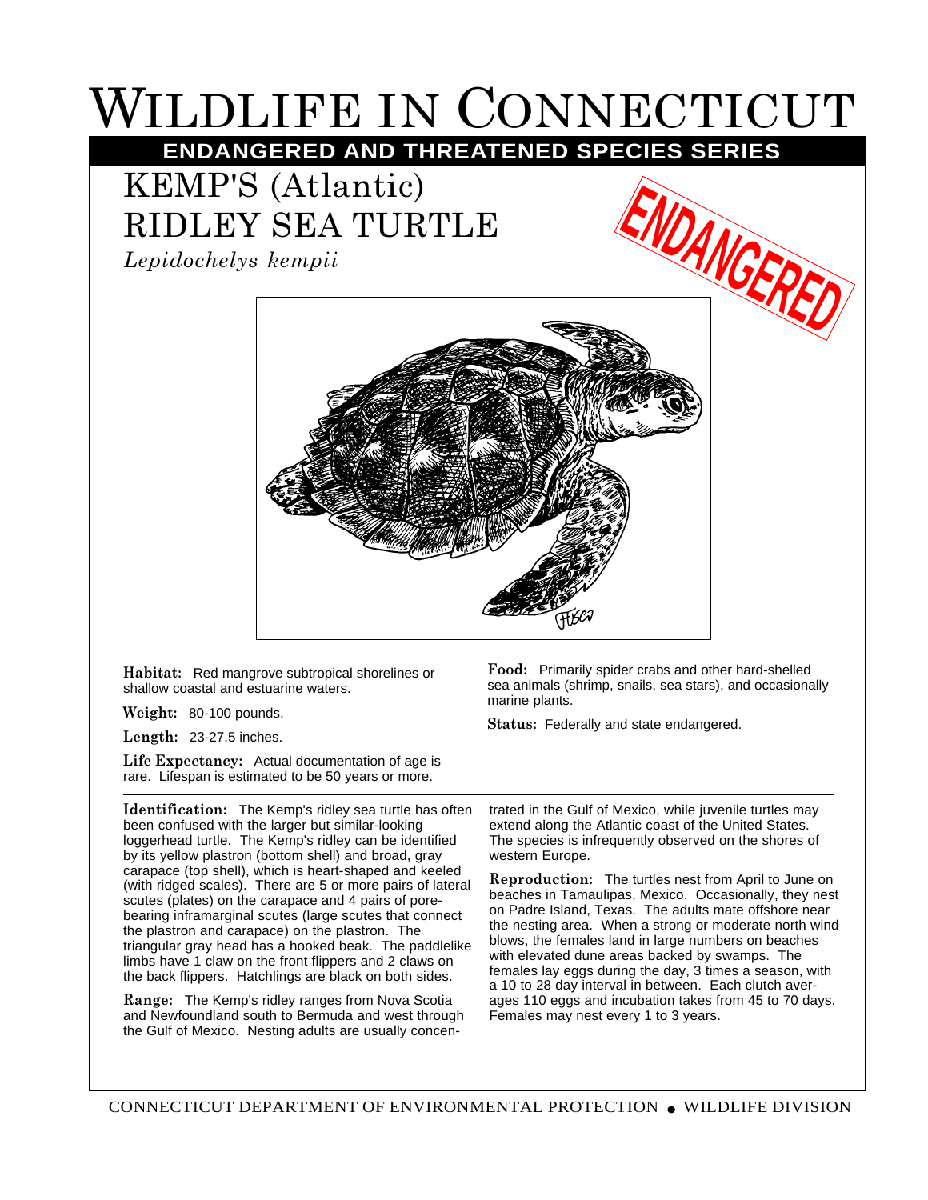# WILDLIFE IN CONNECTICUT

**ENDANGERED AND THREATENED SPECIES SERIES**

## KEMP'S (Atlantic) RIDLEY SEA TURTLE

*Lepidochelys kempii*

ENDANGERED

**Habitat:** Red mangrove subtropical shorelines or shallow coastal and estuarine waters.

**Weight:** 80-100 pounds.

**Length:** 23-27.5 inches.

**Life Expectancy:** Actual documentation of age is rare. Lifespan is estimated to be 50 years or more.

**Food:** Primarily spider crabs and other hard-shelled sea animals (shrimp, snails, sea stars), and occasionally marine plants.

**Status:** Federally and state endangered.

---

**Identification:** The Kemp's ridley sea turtle has often been confused with the larger but similar-looking loggerhead turtle. The Kemp's ridley can be identified by its yellow plastron (bottom shell) and broad, gray carapace (top shell), which is heart-shaped and keeled (with ridged scales). There are 5 or more pairs of lateral scutes (plates) on the carapace and 4 pairs of pore-bearing inframarginal scutes (large scutes that connect the plastron and carapace) on the plastron. The triangular gray head has a hooked beak. The paddlelike limbs have 1 claw on the front flippers and 2 claws on the back flippers. Hatchlings are black on both sides.

**Range:** The Kemp's ridley ranges from Nova Scotia and Newfoundland south to Bermuda and west through the Gulf of Mexico. Nesting adults are usually concentrated in the Gulf of Mexico, while juvenile turtles may extend along the Atlantic coast of the United States. The species is infrequently observed on the shores of western Europe.

**Reproduction:** The turtles nest from April to June on beaches in Tamaulipas, Mexico. Occasionally, they nest on Padre Island, Texas. The adults mate offshore near the nesting area. When a strong or moderate north wind blows, the females land in large numbers on beaches with elevated dune areas backed by swamps. The females lay eggs during the day, 3 times a season, with a 10 to 28 day interval in between. Each clutch averages 110 eggs and incubation takes from 45 to 70 days. Females may nest every 1 to 3 years.

CONNECTICUT DEPARTMENT OF ENVIRONMENTAL PROTECTION • WILDLIFE DIVISION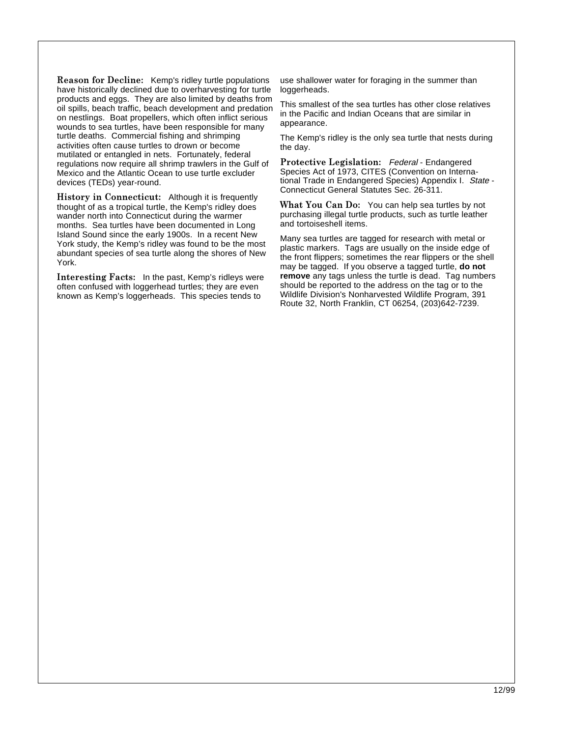**Reason for Decline:** Kemp's ridley turtle populations have historically declined due to overharvesting for turtle products and eggs. They are also limited by deaths from oil spills, beach traffic, beach development and predation on nestlings. Boat propellers, which often inflict serious wounds to sea turtles, have been responsible for many turtle deaths. Commercial fishing and shrimping activities often cause turtles to drown or become mutilated or entangled in nets. Fortunately, federal regulations now require all shrimp trawlers in the Gulf of Mexico and the Atlantic Ocean to use turtle excluder devices (TEDs) year-round.

**History in Connecticut:** Although it is frequently thought of as a tropical turtle, the Kemp's ridley does wander north into Connecticut during the warmer months. Sea turtles have been documented in Long Island Sound since the early 1900s. In a recent New York study, the Kemp's ridley was found to be the most abundant species of sea turtle along the shores of New York.

**Interesting Facts:** In the past, Kemp's ridleys were often confused with loggerhead turtles; they are even known as Kemp's loggerheads. This species tends to use shallower water for foraging in the summer than loggerheads.

This smallest of the sea turtles has other close relatives in the Pacific and Indian Oceans that are similar in appearance.

The Kemp's ridley is the only sea turtle that nests during the day.

**Protective Legislation:** *Federal* - Endangered Species Act of 1973, CITES (Convention on International Trade in Endangered Species) Appendix I. *State* - Connecticut General Statutes Sec. 26-311.

**What You Can Do:** You can help sea turtles by not purchasing illegal turtle products, such as turtle leather and tortoiseshell items.

Many sea turtles are tagged for research with metal or plastic markers. Tags are usually on the inside edge of the front flippers; sometimes the rear flippers or the shell may be tagged. If you observe a tagged turtle, **do not remove** any tags unless the turtle is dead. Tag numbers should be reported to the address on the tag or to the Wildlife Division's Nonharvested Wildlife Program, 391 Route 32, North Franklin, CT 06254, (203)642-7239.

12/99